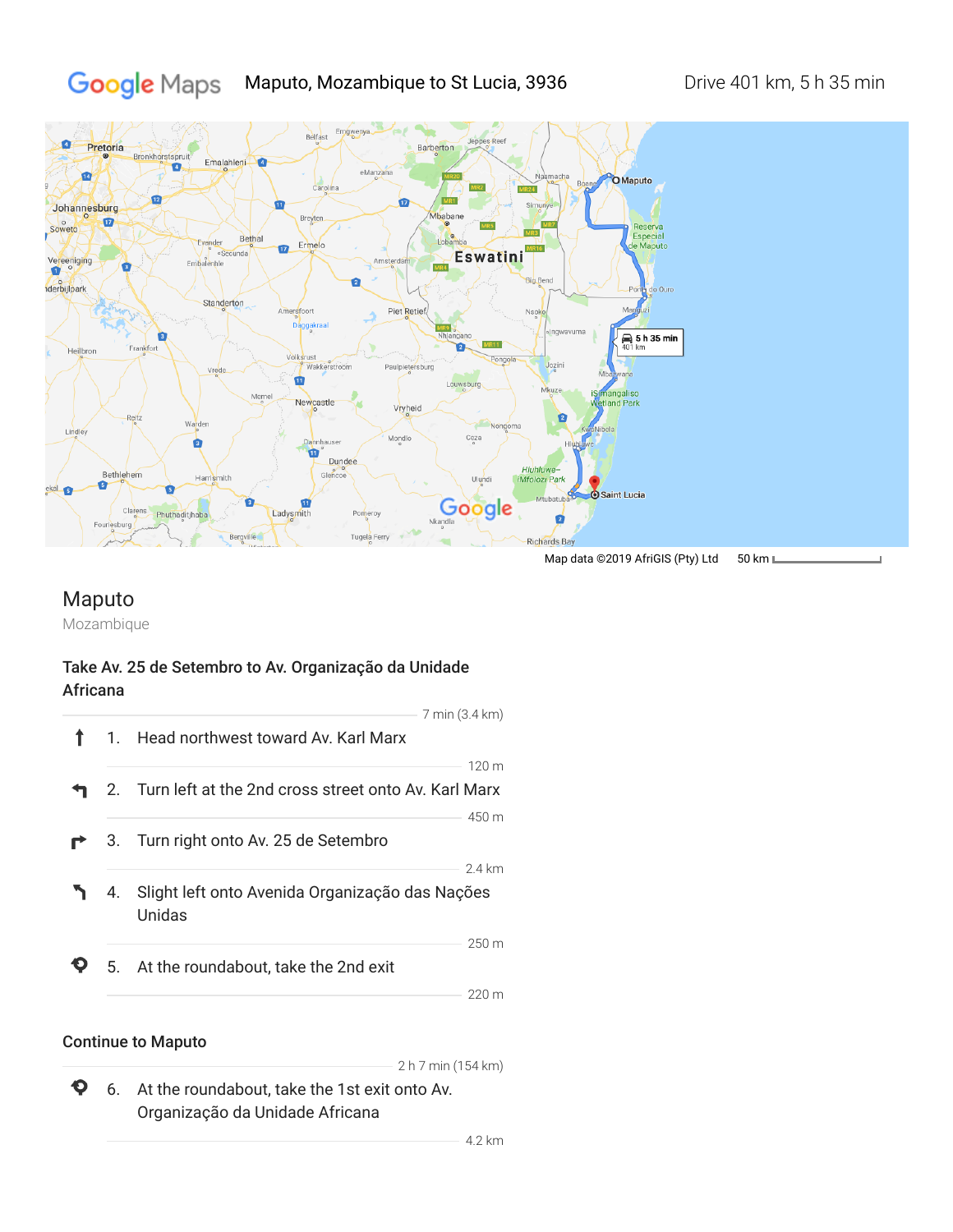Google Maps Maputo, Mozambique to St Lucia, 3936 Drive 401 km, 5 h 35 min

Map data ©2019 AfriGIS (Pty) Ltd 50 km

## Maputo

Mozambique

### Take Av. 25 de Setembro to Av. Organização da Unidade Africana

7 min (3.4 km)

1. Head northwest toward Av. Karl Marx

   120 m

2. Turn left at the 2nd cross street onto Av. Karl Marx

   450 m

3. Turn right onto Av. 25 de Setembro

   2.4 km

4. Slight left onto Avenida Organização das Nações Unidas

   250 m

5. At the roundabout, take the 2nd exit

   220 m

### Continue to Maputo

2 h 7 min (154 km)

6. At the roundabout, take the 1st exit onto Av. Organização da Unidade Africana

   4.2 km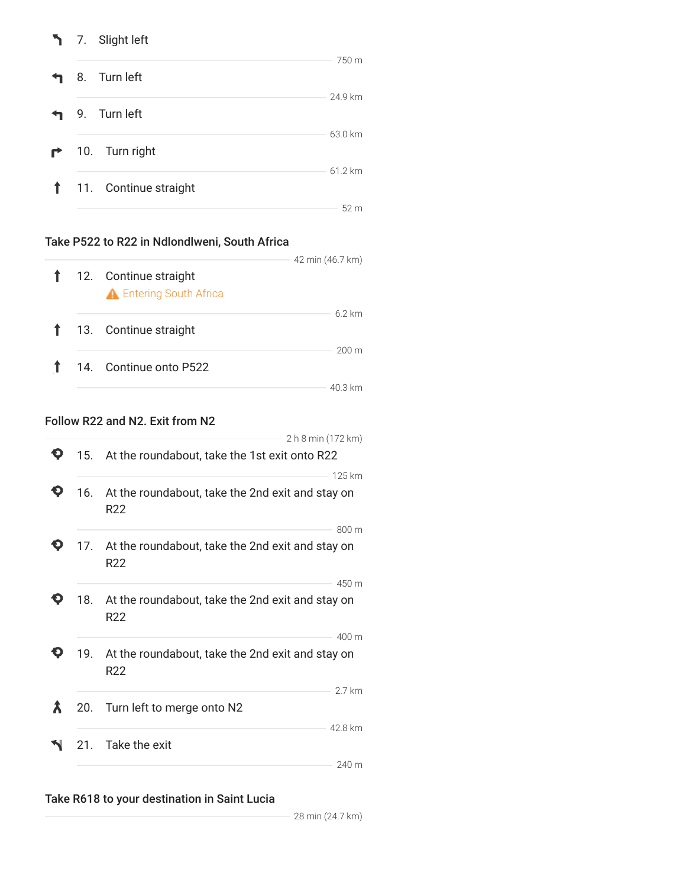7. Slight left

750 m

8. Turn left

24.9 km

9. Turn left

63.0 km

10. Turn right

61.2 km

11. Continue straight

52 m

### Take P522 to R22 in Ndlondlweni, South Africa

42 min (46.7 km)

12. Continue straight
    ⚠ Entering South Africa

6.2 km

13. Continue straight

200 m

14. Continue onto P522

40.3 km

### Follow R22 and N2. Exit from N2

2 h 8 min (172 km)

15. At the roundabout, take the 1st exit onto R22

125 km

16. At the roundabout, take the 2nd exit and stay on R22

800 m

17. At the roundabout, take the 2nd exit and stay on R22

450 m

18. At the roundabout, take the 2nd exit and stay on R22

400 m

19. At the roundabout, take the 2nd exit and stay on R22

2.7 km

20. Turn left to merge onto N2

42.8 km

21. Take the exit

240 m

### Take R618 to your destination in Saint Lucia

28 min (24.7 km)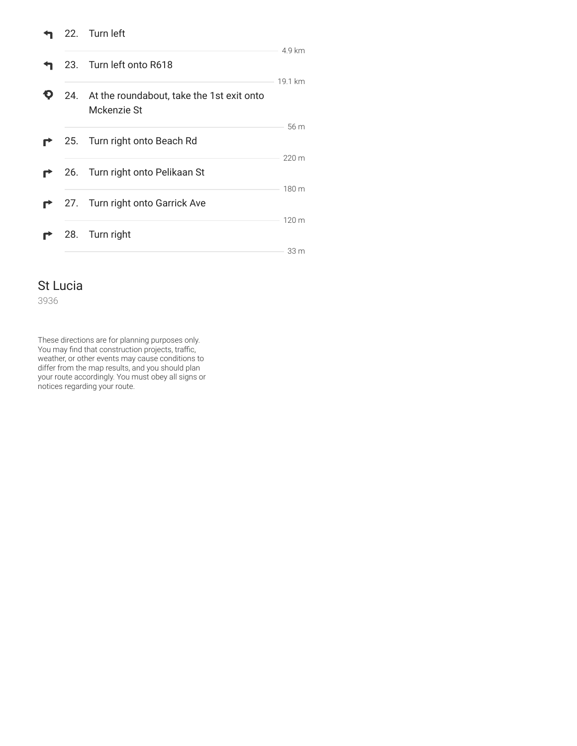22. Turn left

4.9 km

23. Turn left onto R618

19.1 km

24. At the roundabout, take the 1st exit onto Mckenzie St

56 m

25. Turn right onto Beach Rd

220 m

26. Turn right onto Pelikaan St

180 m

27. Turn right onto Garrick Ave

120 m

28. Turn right

33 m

## St Lucia

3936

These directions are for planning purposes only. You may find that construction projects, traffic, weather, or other events may cause conditions to differ from the map results, and you should plan your route accordingly. You must obey all signs or notices regarding your route.